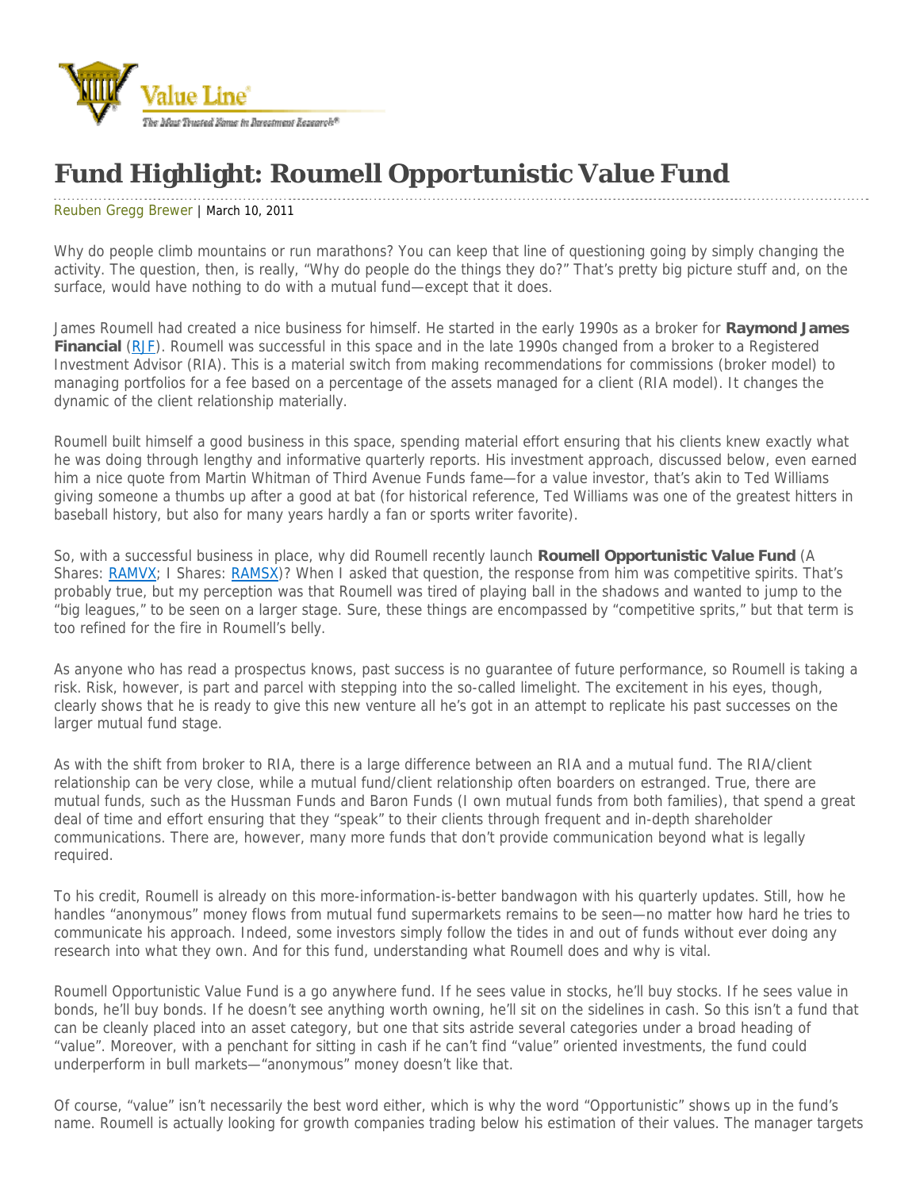# Fund Highlight: Roumell Opportunistic Value Fund

Reuben Gregg Brewer | March 10, 2011

Why do people climb mountains or run marathons? You can keep that line of questioning going by simply changing the activity. The question, then, is really, "Why do people do the things they do?" That's pretty big picture stuff and, on the surface, would have nothing to do with a mutual fund—except that it does.

James Roumell had created a nice business for himself. He started in the early 1990s as a broker for **Raymond James Financial** (RJF). Roumell was successful in this space and in the late 1990s changed from a broker to a Registered Investment Advisor (RIA). This is a material switch from making recommendations for commissions (broker model) to managing portfolios for a fee based on a percentage of the assets managed for a client (RIA model). It changes the dynamic of the client relationship materially.

Roumell built himself a good business in this space, spending material effort ensuring that his clients knew exactly what he was doing through lengthy and informative quarterly reports. His investment approach, discussed below, even earned him a nice quote from Martin Whitman of Third Avenue Funds fame—for a value investor, that's akin to Ted Williams giving someone a thumbs up after a good at bat (for historical reference, Ted Williams was one of the greatest hitters in baseball history, but also for many years hardly a fan or sports writer favorite).

So, with a successful business in place, why did Roumell recently launch **Roumell Opportunistic Value Fund** (A Shares: RAMVX; I Shares: RAMSX)? When I asked that question, the response from him was competitive spirits. That's probably true, but my perception was that Roumell was tired of playing ball in the shadows and wanted to jump to the "big leagues," to be seen on a larger stage. Sure, these things are encompassed by "competitive sprits," but that term is too refined for the fire in Roumell's belly.

As anyone who has read a prospectus knows, past success is no guarantee of future performance, so Roumell is taking a risk. Risk, however, is part and parcel with stepping into the so-called limelight. The excitement in his eyes, though, clearly shows that he is ready to give this new venture all he's got in an attempt to replicate his past successes on the larger mutual fund stage.

As with the shift from broker to RIA, there is a large difference between an RIA and a mutual fund. The RIA/client relationship can be very close, while a mutual fund/client relationship often boarders on estranged. True, there are mutual funds, such as the Hussman Funds and Baron Funds (I own mutual funds from both families), that spend a great deal of time and effort ensuring that they "speak" to their clients through frequent and in-depth shareholder communications. There are, however, many more funds that don't provide communication beyond what is legally required.

To his credit, Roumell is already on this more-information-is-better bandwagon with his quarterly updates. Still, how he handles "anonymous" money flows from mutual fund supermarkets remains to be seen—no matter how hard he tries to communicate his approach. Indeed, some investors simply follow the tides in and out of funds without ever doing any research into what they own. And for this fund, understanding what Roumell does and why is vital.

Roumell Opportunistic Value Fund is a go anywhere fund. If he sees value in stocks, he'll buy stocks. If he sees value in bonds, he'll buy bonds. If he doesn't see anything worth owning, he'll sit on the sidelines in cash. So this isn't a fund that can be cleanly placed into an asset category, but one that sits astride several categories under a broad heading of "value". Moreover, with a penchant for sitting in cash if he can't find "value" oriented investments, the fund could underperform in bull markets—"anonymous" money doesn't like that.

Of course, "value" isn't necessarily the best word either, which is why the word "Opportunistic" shows up in the fund's name. Roumell is actually looking for growth companies trading below his estimation of their values. The manager targets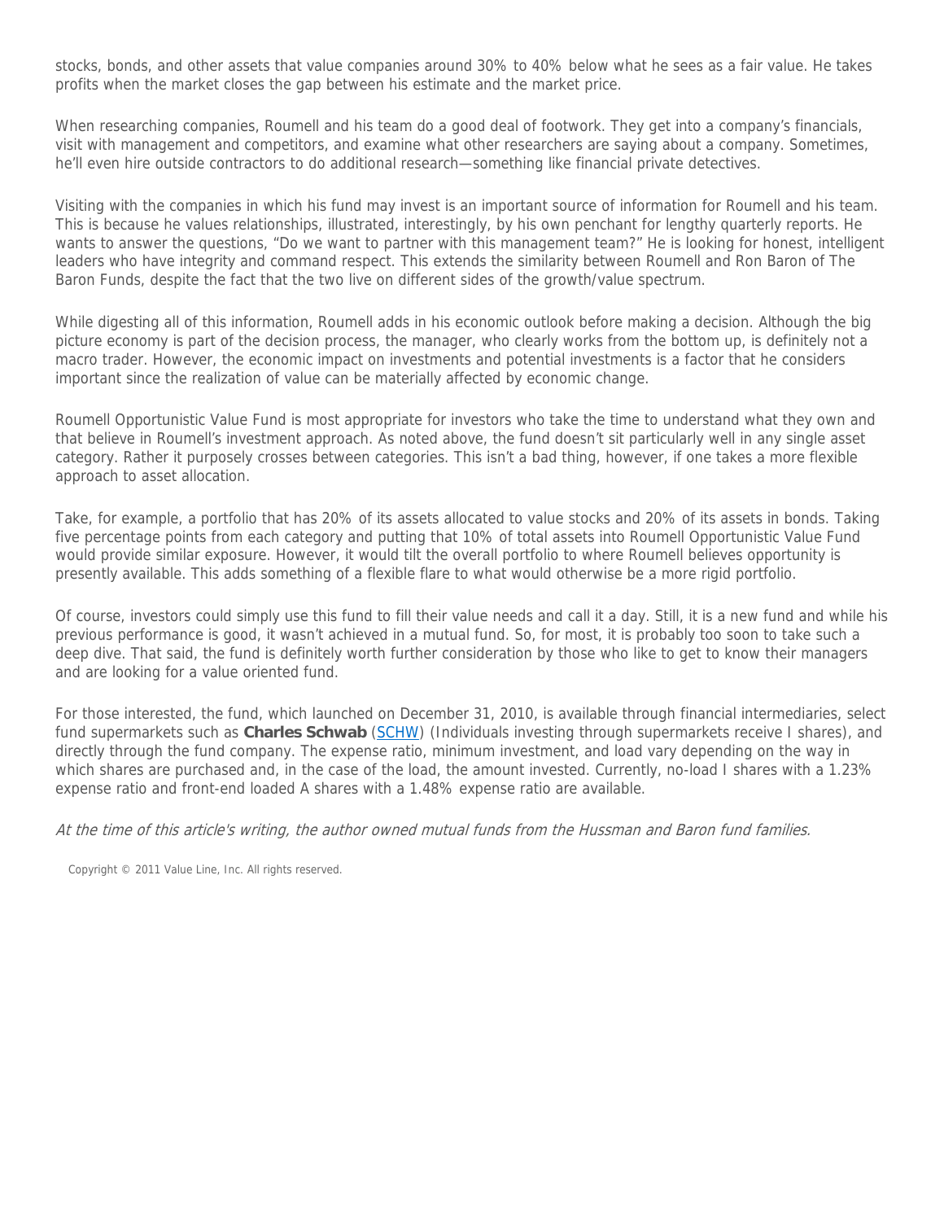stocks, bonds, and other assets that value companies around 30% to 40% below what he sees as a fair value. He takes profits when the market closes the gap between his estimate and the market price.

When researching companies, Roumell and his team do a good deal of footwork. They get into a company's financials, visit with management and competitors, and examine what other researchers are saying about a company. Sometimes, he'll even hire outside contractors to do additional research—something like financial private detectives.

Visiting with the companies in which his fund may invest is an important source of information for Roumell and his team. This is because he values relationships, illustrated, interestingly, by his own penchant for lengthy quarterly reports. He wants to answer the questions, "Do we want to partner with this management team?" He is looking for honest, intelligent leaders who have integrity and command respect. This extends the similarity between Roumell and Ron Baron of The Baron Funds, despite the fact that the two live on different sides of the growth/value spectrum.

While digesting all of this information, Roumell adds in his economic outlook before making a decision. Although the big picture economy is part of the decision process, the manager, who clearly works from the bottom up, is definitely not a macro trader. However, the economic impact on investments and potential investments is a factor that he considers important since the realization of value can be materially affected by economic change.

Roumell Opportunistic Value Fund is most appropriate for investors who take the time to understand what they own and that believe in Roumell's investment approach. As noted above, the fund doesn't sit particularly well in any single asset category. Rather it purposely crosses between categories. This isn't a bad thing, however, if one takes a more flexible approach to asset allocation.

Take, for example, a portfolio that has 20% of its assets allocated to value stocks and 20% of its assets in bonds. Taking five percentage points from each category and putting that 10% of total assets into Roumell Opportunistic Value Fund would provide similar exposure. However, it would tilt the overall portfolio to where Roumell believes opportunity is presently available. This adds something of a flexible flare to what would otherwise be a more rigid portfolio.

Of course, investors could simply use this fund to fill their value needs and call it a day. Still, it is a new fund and while his previous performance is good, it wasn't achieved in a mutual fund. So, for most, it is probably too soon to take such a deep dive. That said, the fund is definitely worth further consideration by those who like to get to know their managers and are looking for a value oriented fund.

For those interested, the fund, which launched on December 31, 2010, is available through financial intermediaries, select fund supermarkets such as **Charles Schwab** (SCHW) (Individuals investing through supermarkets receive I shares), and directly through the fund company. The expense ratio, minimum investment, and load vary depending on the way in which shares are purchased and, in the case of the load, the amount invested. Currently, no-load I shares with a 1.23% expense ratio and front-end loaded A shares with a 1.48% expense ratio are available.

*At the time of this article's writing, the author owned mutual funds from the Hussman and Baron fund families.*

Copyright © 2011 Value Line, Inc. All rights reserved.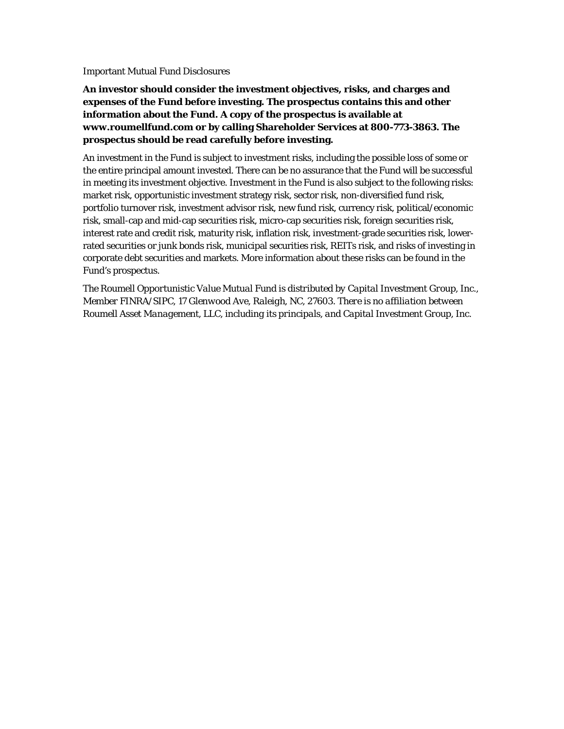Important Mutual Fund Disclosures

**An investor should consider the investment objectives, risks, and charges and expenses of the Fund before investing. The prospectus contains this and other information about the Fund. A copy of the prospectus is available at www.roumellfund.com or by calling Shareholder Services at 800-773-3863. The prospectus should be read carefully before investing.**

An investment in the Fund is subject to investment risks, including the possible loss of some or the entire principal amount invested. There can be no assurance that the Fund will be successful in meeting its investment objective. Investment in the Fund is also subject to the following risks: market risk, opportunistic investment strategy risk, sector risk, non-diversified fund risk, portfolio turnover risk, investment advisor risk, new fund risk, currency risk, political/economic risk, small-cap and mid-cap securities risk, micro-cap securities risk, foreign securities risk, interest rate and credit risk, maturity risk, inflation risk, investment-grade securities risk, lower-rated securities or junk bonds risk, municipal securities risk, REITs risk, and risks of investing in corporate debt securities and markets. More information about these risks can be found in the Fund's prospectus.

*The Roumell Opportunistic Value Mutual Fund is distributed by Capital Investment Group, Inc., Member FINRA/SIPC, 17 Glenwood Ave, Raleigh, NC, 27603. There is no affiliation between Roumell Asset Management, LLC, including its principals, and Capital Investment Group, Inc.*